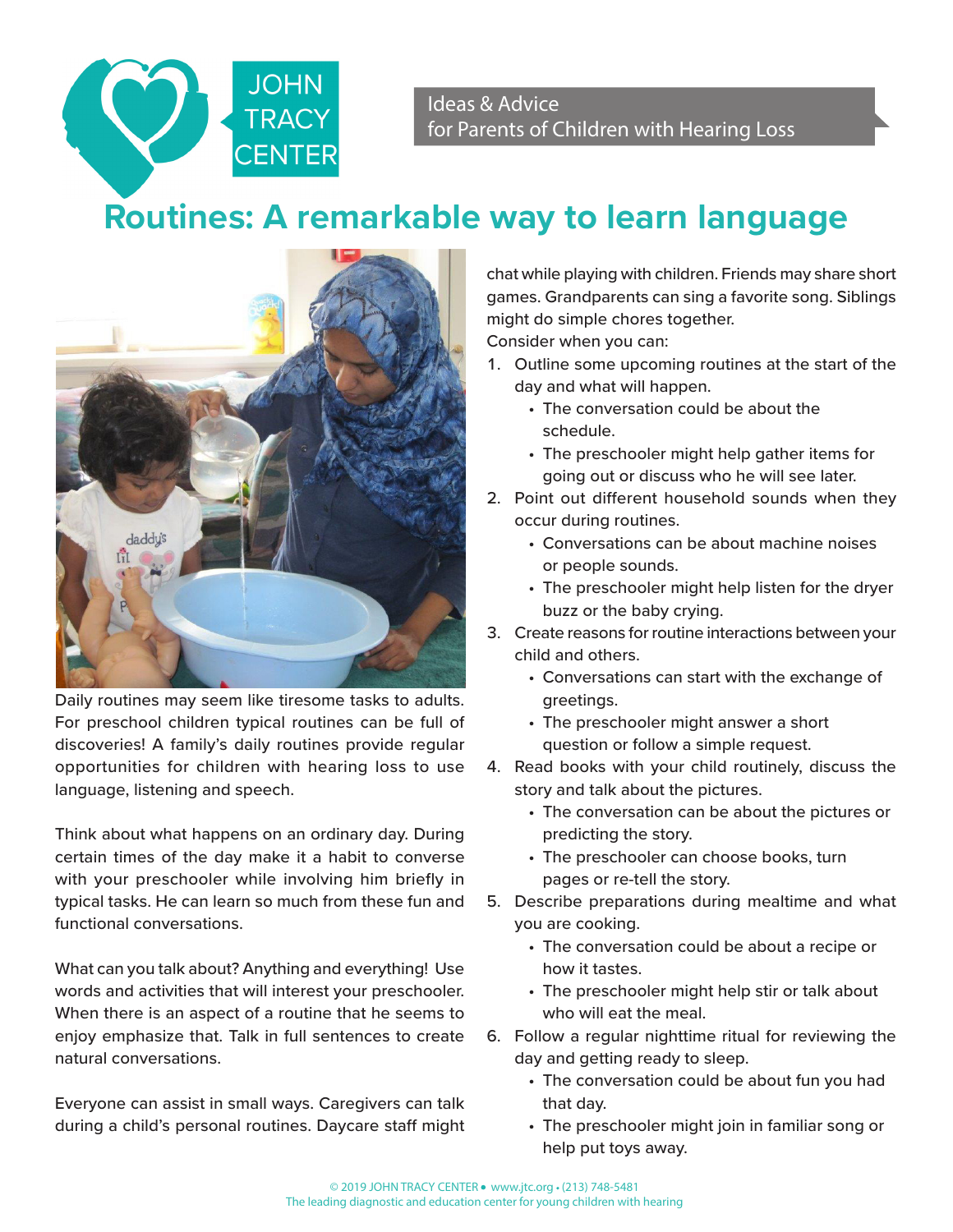JOHN TRACY CENTER

Ideas & Advice
for Parents of Children with Hearing Loss

# Routines: A remarkable way to learn language

Daily routines may seem like tiresome tasks to adults. For preschool children typical routines can be full of discoveries! A family's daily routines provide regular opportunities for children with hearing loss to use language, listening and speech.

Think about what happens on an ordinary day. During certain times of the day make it a habit to converse with your preschooler while involving him briefly in typical tasks. He can learn so much from these fun and functional conversations.

What can you talk about? Anything and everything! Use words and activities that will interest your preschooler. When there is an aspect of a routine that he seems to enjoy emphasize that. Talk in full sentences to create natural conversations.

Everyone can assist in small ways. Caregivers can talk during a child's personal routines. Daycare staff might chat while playing with children. Friends may share short games. Grandparents can sing a favorite song. Siblings might do simple chores together.

Consider when you can:

1. Outline some upcoming routines at the start of the day and what will happen.
   - The conversation could be about the schedule.
   - The preschooler might help gather items for going out or discuss who he will see later.
2. Point out different household sounds when they occur during routines.
   - Conversations can be about machine noises or people sounds.
   - The preschooler might help listen for the dryer buzz or the baby crying.
3. Create reasons for routine interactions between your child and others.
   - Conversations can start with the exchange of greetings.
   - The preschooler might answer a short question or follow a simple request.
4. Read books with your child routinely, discuss the story and talk about the pictures.
   - The conversation can be about the pictures or predicting the story.
   - The preschooler can choose books, turn pages or re-tell the story.
5. Describe preparations during mealtime and what you are cooking.
   - The conversation could be about a recipe or how it tastes.
   - The preschooler might help stir or talk about who will eat the meal.
6. Follow a regular nighttime ritual for reviewing the day and getting ready to sleep.
   - The conversation could be about fun you had that day.
   - The preschooler might join in familiar song or help put toys away.

© 2019 JOHN TRACY CENTER • www.jtc.org • (213) 748-5481
The leading diagnostic and education center for young children with hearing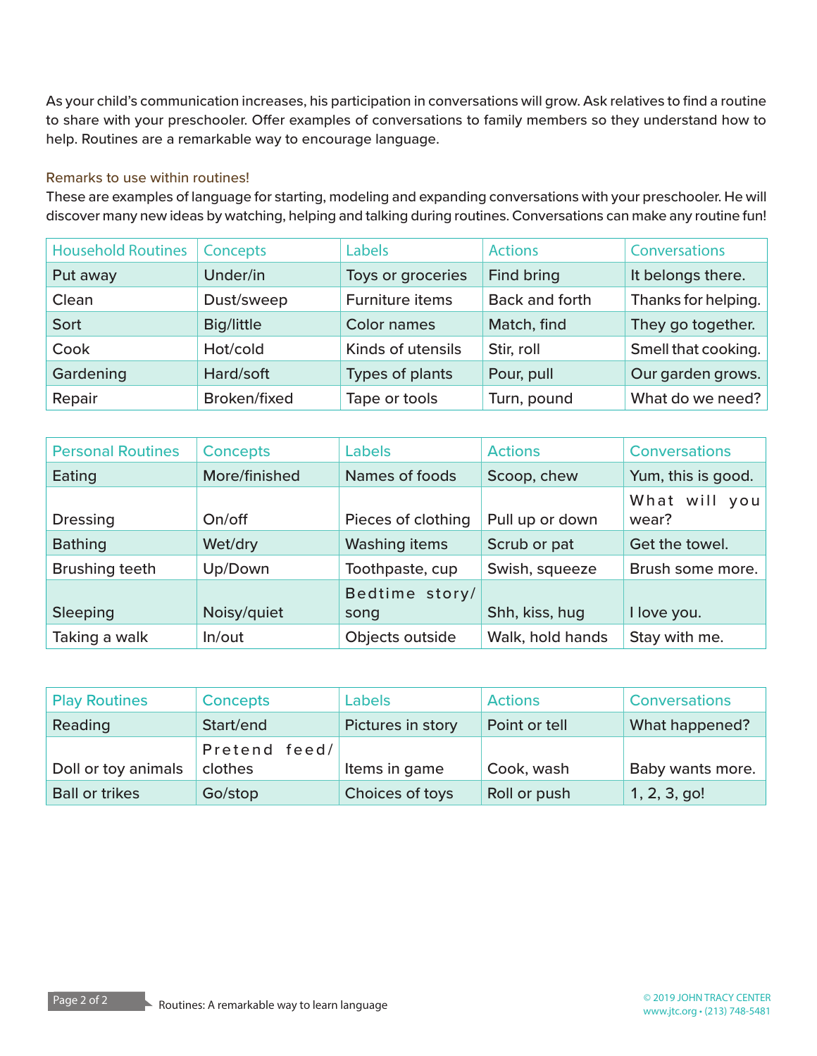As your child's communication increases, his participation in conversations will grow. Ask relatives to find a routine to share with your preschooler. Offer examples of conversations to family members so they understand how to help. Routines are a remarkable way to encourage language.

### Remarks to use within routines!

These are examples of language for starting, modeling and expanding conversations with your preschooler. He will discover many new ideas by watching, helping and talking during routines. Conversations can make any routine fun!

| Household Routines | Concepts | Labels | Actions | Conversations |
|---|---|---|---|---|
| Put away | Under/in | Toys or groceries | Find bring | It belongs there. |
| Clean | Dust/sweep | Furniture items | Back and forth | Thanks for helping. |
| Sort | Big/little | Color names | Match, find | They go together. |
| Cook | Hot/cold | Kinds of utensils | Stir, roll | Smell that cooking. |
| Gardening | Hard/soft | Types of plants | Pour, pull | Our garden grows. |
| Repair | Broken/fixed | Tape or tools | Turn, pound | What do we need? |

| Personal Routines | Concepts | Labels | Actions | Conversations |
|---|---|---|---|---|
| Eating | More/finished | Names of foods | Scoop, chew | Yum, this is good. |
| Dressing | On/off | Pieces of clothing | Pull up or down | What will you wear? |
| Bathing | Wet/dry | Washing items | Scrub or pat | Get the towel. |
| Brushing teeth | Up/Down | Toothpaste, cup | Swish, squeeze | Brush some more. |
| Sleeping | Noisy/quiet | Bedtime story/ song | Shh, kiss, hug | I love you. |
| Taking a walk | In/out | Objects outside | Walk, hold hands | Stay with me. |

| Play Routines | Concepts | Labels | Actions | Conversations |
|---|---|---|---|---|
| Reading | Start/end | Pictures in story | Point or tell | What happened? |
| Doll or toy animals | Pretend feed/ clothes | Items in game | Cook, wash | Baby wants more. |
| Ball or trikes | Go/stop | Choices of toys | Roll or push | 1, 2, 3, go! |

Routines: A remarkable way to learn language

© 2019 JOHN TRACY CENTER
www.jtc.org • (213) 748-5481